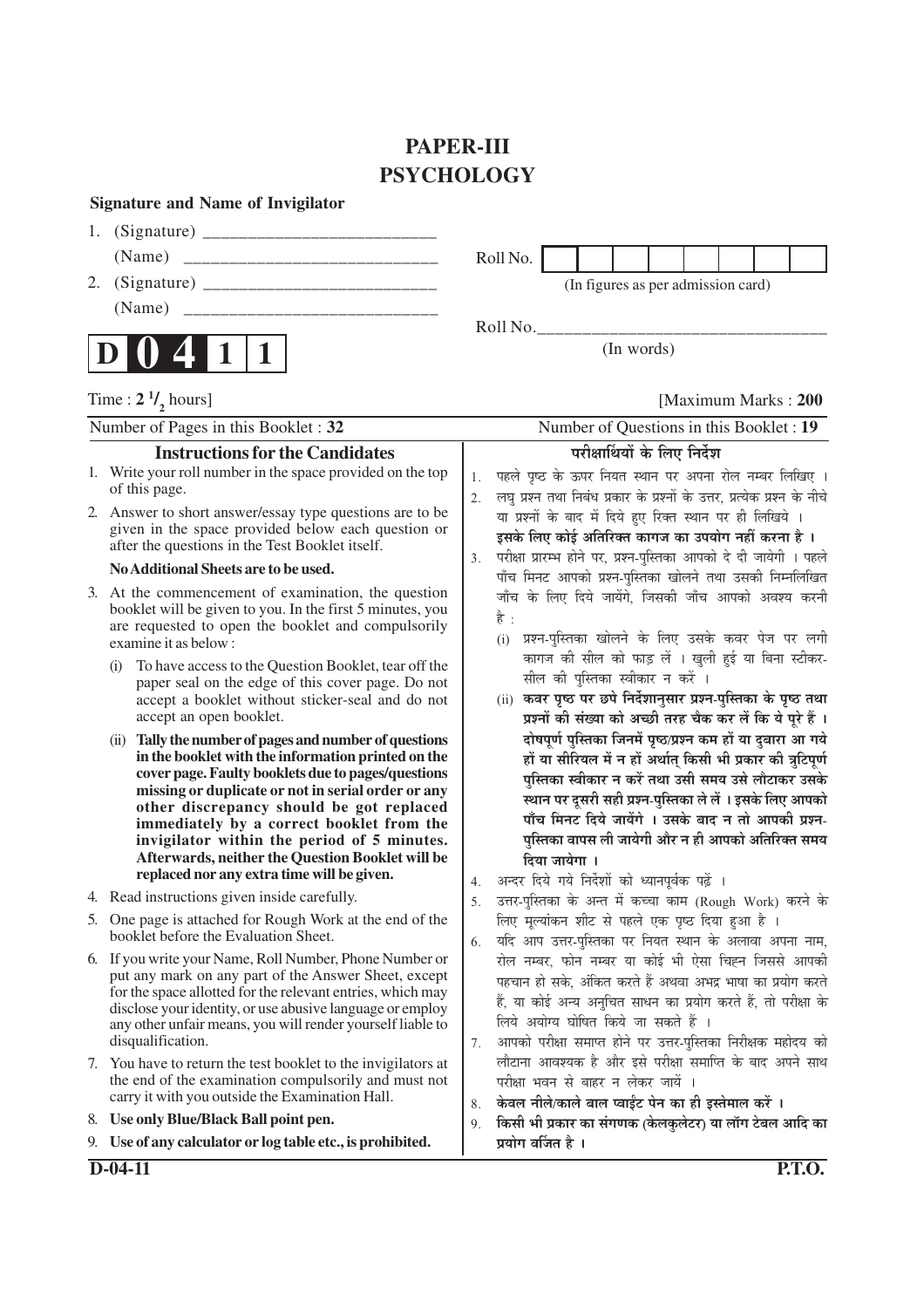# PAPER-III
# PSYCHOLOGY

**Signature and Name of Invigilator**

1. (Signature) __________________________

   (Name) ____________________________

2. (Signature) __________________________

   (Name) ____________________________

Roll No. | | | | | | | | |

(In figures as per admission card)

Roll No.________________________________

(In words)

**D 0 4 1 1**

Time : $2\frac{1}{2}$ hours] [Maximum Marks : **200**

Number of Pages in this Booklet : **32** Number of Questions in this Booklet : **19**

## Instructions for the Candidates

1. Write your roll number in the space provided on the top of this page.
2. Answer to short answer/essay type questions are to be given in the space provided below each question or after the questions in the Test Booklet itself.

   **No Additional Sheets are to be used.**
3. At the commencement of examination, the question booklet will be given to you. In the first 5 minutes, you are requested to open the booklet and compulsorily examine it as below :
   (i) To have access to the Question Booklet, tear off the paper seal on the edge of this cover page. Do not accept a booklet without sticker-seal and do not accept an open booklet.
   (ii) **Tally the number of pages and number of questions in the booklet with the information printed on the cover page. Faulty booklets due to pages/questions missing or duplicate or not in serial order or any other discrepancy should be got replaced immediately by a correct booklet from the invigilator within the period of 5 minutes. Afterwards, neither the Question Booklet will be replaced nor any extra time will be given.**
4. Read instructions given inside carefully.
5. One page is attached for Rough Work at the end of the booklet before the Evaluation Sheet.
6. If you write your Name, Roll Number, Phone Number or put any mark on any part of the Answer Sheet, except for the space allotted for the relevant entries, which may disclose your identity, or use abusive language or employ any other unfair means, you will render yourself liable to disqualification.
7. You have to return the test booklet to the invigilators at the end of the examination compulsorily and must not carry it with you outside the Examination Hall.
8. **Use only Blue/Black Ball point pen.**
9. **Use of any calculator or log table etc., is prohibited.**

## परीक्षार्थियों के लिए निर्देश

1. पहले पृष्ठ के ऊपर नियत स्थान पर अपना रोल नम्बर लिखिए ।
2. लघु प्रश्न तथा निबंध प्रकार के प्रश्नों के उत्तर, प्रत्येक प्रश्न के नीचे या प्रश्नों के बाद में दिये हुए रिक्त स्थान पर ही लिखिये ।

   **इसके लिए कोई अतिरिक्त कागज का उपयोग नहीं करना है ।**
3. परीक्षा प्रारम्भ होने पर, प्रश्न-पुस्तिका आपको दे दी जायेगी । पहले पाँच मिनट आपको प्रश्न-पुस्तिका खोलने तथा उसकी निम्नलिखित जाँच के लिए दिये जायेंगे, जिसकी जाँच आपको अवश्य करनी है :
   (i) प्रश्न-पुस्तिका खोलने के लिए उसके कवर पेज पर लगी कागज की सील को फाड़ लें । खुली हुई या बिना स्टीकर-सील की पुस्तिका स्वीकार न करें ।
   (ii) **कवर पृष्ठ पर छपे निर्देशानुसार प्रश्न-पुस्तिका के पृष्ठ तथा प्रश्नों की संख्या को अच्छी तरह चैक कर लें कि ये पूरे हैं । दोषपूर्ण पुस्तिका जिनमें पृष्ठ/प्रश्न कम हों या दुबारा आ गये हों या सीरियल में न हों अर्थात् किसी भी प्रकार की त्रुटिपूर्ण पुस्तिका स्वीकार न करें तथा उसी समय उसे लौटाकर उसके स्थान पर दूसरी सही प्रश्न-पुस्तिका ले लें । इसके लिए आपको पाँच मिनट दिये जायेंगे । उसके बाद न तो आपकी प्रश्न-पुस्तिका वापस ली जायेगी और न ही आपको अतिरिक्त समय दिया जायेगा ।**
4. अन्दर दिये गये निर्देशों को ध्यानपूर्वक पढ़ें ।
5. उत्तर-पुस्तिका के अन्त में कच्चा काम (Rough Work) करने के लिए मूल्यांकन शीट से पहले एक पृष्ठ दिया हुआ है ।
6. यदि आप उत्तर-पुस्तिका पर नियत स्थान के अलावा अपना नाम, रोल नम्बर, फोन नम्बर या कोई भी ऐसा चिह्न जिससे आपकी पहचान हो सके, अंकित करते हैं अथवा अभद्र भाषा का प्रयोग करते हैं, या कोई अन्य अनुचित साधन का प्रयोग करते हैं, तो परीक्षा के लिये अयोग्य घोषित किये जा सकते हैं ।
7. आपको परीक्षा समाप्त होने पर उत्तर-पुस्तिका निरीक्षक महोदय को लौटाना आवश्यक है और इसे परीक्षा समाप्ति के बाद अपने साथ परीक्षा भवन से बाहर न लेकर जायें ।
8. **केवल नीले/काले बाल प्वाईंट पेन का ही इस्तेमाल करें ।**
9. **किसी भी प्रकार का संगणक (केलकुलेटर) या लॉग टेबल आदि का प्रयोग वर्जित है ।**

**D-04-11** **P.T.O.**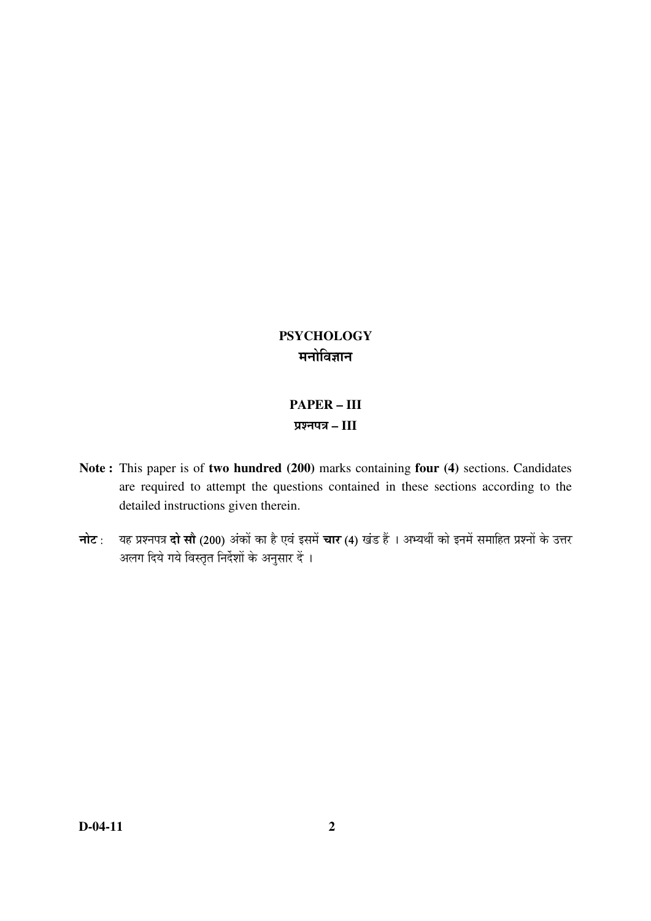# PSYCHOLOGY
# मनोविज्ञान

## PAPER – III
## प्रश्नपत्र – III

**Note :** This paper is of **two hundred (200)** marks containing **four (4)** sections. Candidates are required to attempt the questions contained in these sections according to the detailed instructions given therein.

**नोट** : यह प्रश्नपत्र **दो सौ** (200) अंकों का है एवं इसमें **चार** (4) खंड हैं । अभ्यर्थी को इनमें समाहित प्रश्नों के उत्तर अलग दिये गये विस्तृत निर्देशों के अनुसार दें ।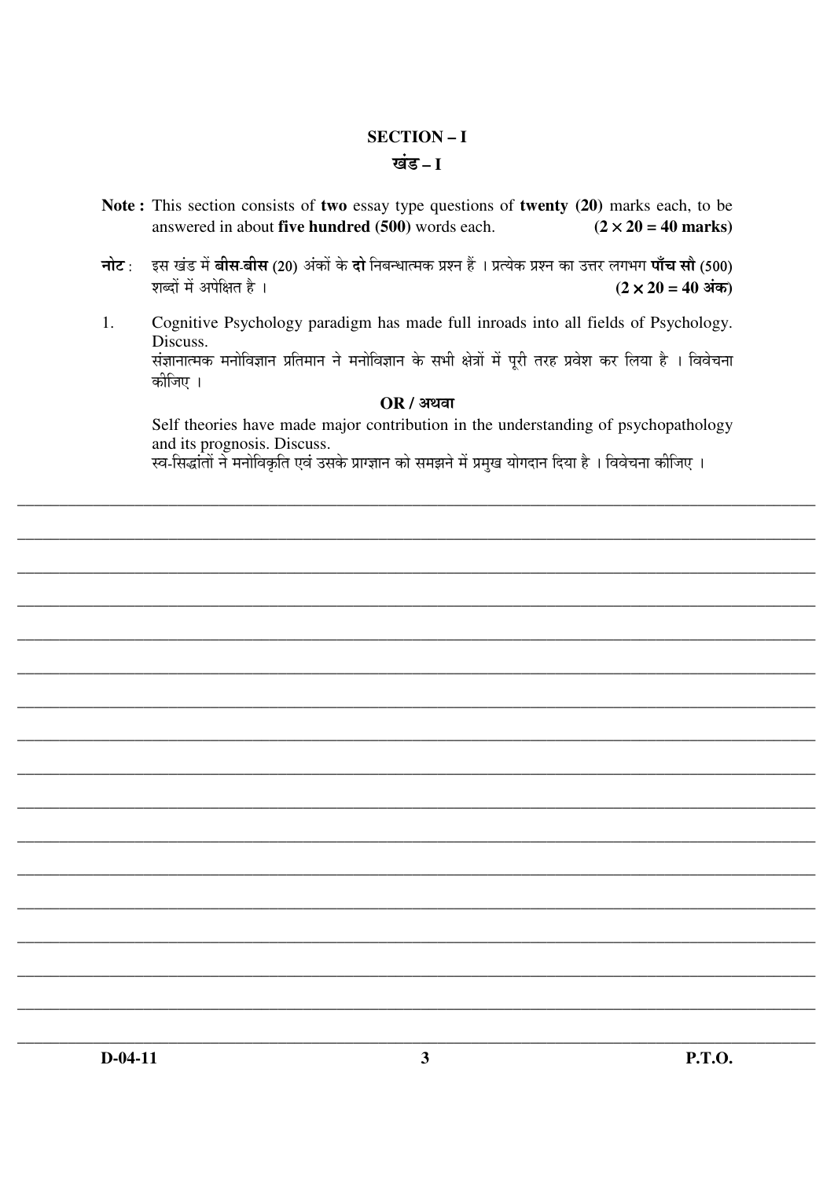## SECTION – I
## खंड – I

**Note :** This section consists of **two** essay type questions of **twenty (20)** marks each, to be answered in about **five hundred (500)** words each. **(2 × 20 = 40 marks)**

**नोट :** इस खंड में **बीस-बीस** (20) अंकों के **दो** निबन्धात्मक प्रश्न हैं । प्रत्येक प्रश्न का उत्तर लगभग **पाँच सौ** (500) शब्दों में अपेक्षित है । **(2 × 20 = 40 अंक)**

1. Cognitive Psychology paradigm has made full inroads into all fields of Psychology. Discuss.
   संज्ञानात्मक मनोविज्ञान प्रतिमान ने मनोविज्ञान के सभी क्षेत्रों में पूरी तरह प्रवेश कर लिया है । विवेचना कीजिए ।

   **OR / अथवा**

   Self theories have made major contribution in the understanding of psychopathology and its prognosis. Discuss.
   स्व-सिद्धांतों ने मनोविकृति एवं उसके प्राग्ज्ञान को समझने में प्रमुख योगदान दिया है । विवेचना कीजिए ।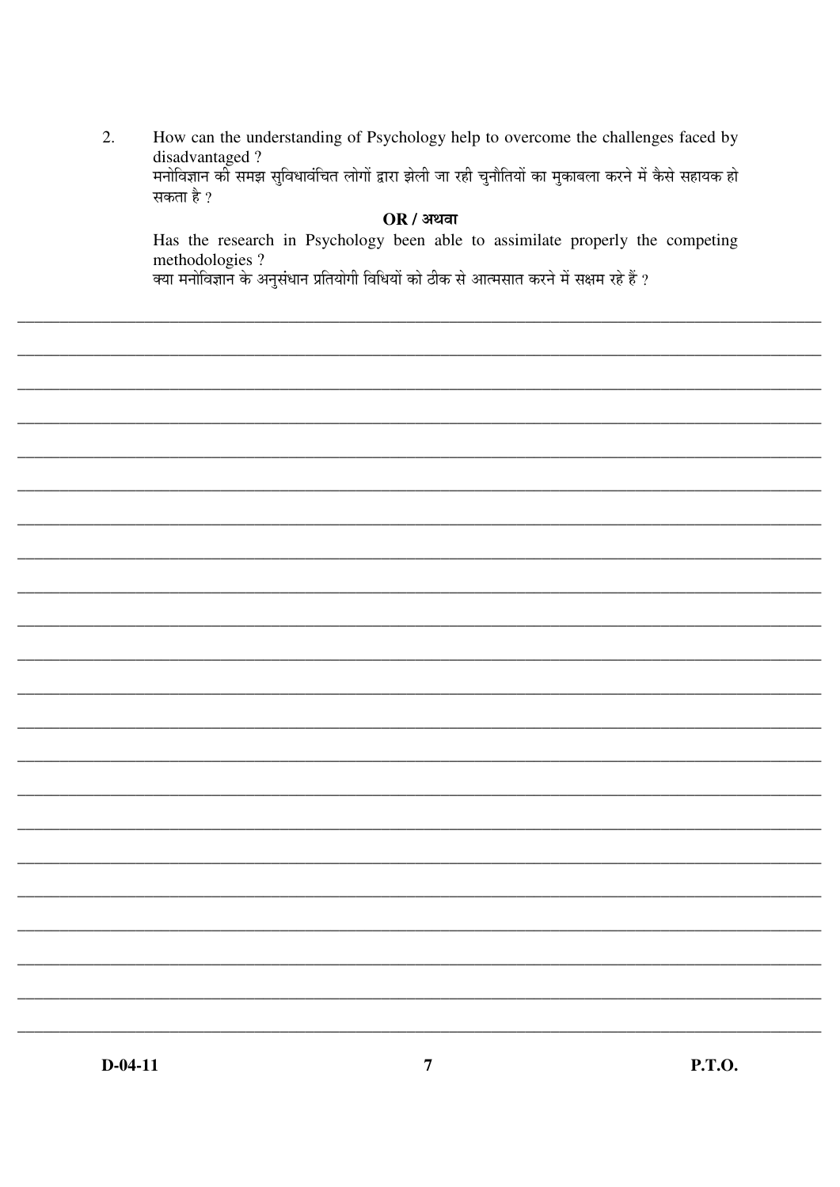2. How can the understanding of Psychology help to overcome the challenges faced by disadvantaged ?

   मनोविज्ञान की समझ सुविधावंचित लोगों द्वारा झेली जा रही चुनौतियों का मुकाबला करने में कैसे सहायक हो सकता है ?

**OR / अथवा**

Has the research in Psychology been able to assimilate properly the competing methodologies ?

क्या मनोविज्ञान के अनुसंधान प्रतियोगी विधियों को ठीक से आत्मसात करने में सक्षम रहे हैं ?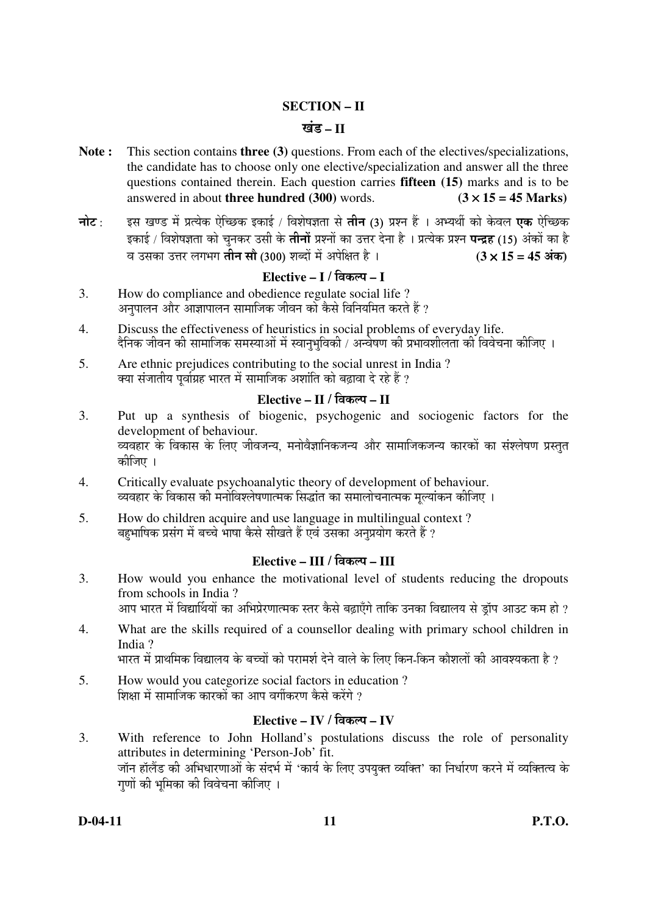## SECTION – II

## खंड – II

**Note :** This section contains **three (3)** questions. From each of the electives/specializations, the candidate has to choose only one elective/specialization and answer all the three questions contained therein. Each question carries **fifteen (15)** marks and is to be answered in about **three hundred (300)** words. **(3 × 15 = 45 Marks)**

**नोट :** इस खण्ड में प्रत्येक ऐच्छिक इकाई / विशेषज्ञता से **तीन** (3) प्रश्न हैं । अभ्यर्थी को केवल **एक** ऐच्छिक इकाई / विशेषज्ञता को चुनकर उसी के **तीनों** प्रश्नों का उत्तर देना है । प्रत्येक प्रश्न **पन्द्रह** (15) अंकों का है व उसका उत्तर लगभग **तीन सौ** (300) शब्दों में अपेक्षित है । **(3 × 15 = 45 अंक)**

### Elective – I / विकल्प – I

3. How do compliance and obedience regulate social life ?
   अनुपालन और आज्ञापालन सामाजिक जीवन को कैसे विनियमित करते हैं ?

4. Discuss the effectiveness of heuristics in social problems of everyday life.
   दैनिक जीवन की सामाजिक समस्याओं में स्वानुभविकी / अन्वेषण की प्रभावशीलता की विवेचना कीजिए ।

5. Are ethnic prejudices contributing to the social unrest in India ?
   क्या संजातीय पूर्वाग्रह भारत में सामाजिक अशांति को बढ़ावा दे रहे हैं ?

### Elective – II / विकल्प – II

3. Put up a synthesis of biogenic, psychogenic and sociogenic factors for the development of behaviour.
   व्यवहार के विकास के लिए जीवजन्य, मनोवैज्ञानिकजन्य और सामाजिकजन्य कारकों का संश्लेषण प्रस्तुत कीजिए ।

4. Critically evaluate psychoanalytic theory of development of behaviour.
   व्यवहार के विकास की मनोविश्लेषणात्मक सिद्धांत का समालोचनात्मक मूल्यांकन कीजिए ।

5. How do children acquire and use language in multilingual context ?
   बहुभाषिक प्रसंग में बच्चे भाषा कैसे सीखते हैं एवं उसका अनुप्रयोग करते हैं ?

### Elective – III / विकल्प – III

3. How would you enhance the motivational level of students reducing the dropouts from schools in India ?
   आप भारत में विद्यार्थियों का अभिप्रेरणात्मक स्तर कैसे बढ़ाएँगे ताकि उनका विद्यालय से ड्रॉप आउट कम हो ?

4. What are the skills required of a counsellor dealing with primary school children in India ?
   भारत में प्राथमिक विद्यालय के बच्चों को परामर्श देने वाले के लिए किन-किन कौशलों की आवश्यकता है ?

5. How would you categorize social factors in education ?
   शिक्षा में सामाजिक कारकों का आप वर्गीकरण कैसे करेंगे ?

### Elective – IV / विकल्प – IV

3. With reference to John Holland's postulations discuss the role of personality attributes in determining 'Person-Job' fit.
   जॉन हॉलैंड की अभिधारणाओं के संदर्भ में 'कार्य के लिए उपयुक्त व्यक्ति' का निर्धारण करने में व्यक्तित्व के गुणों की भूमिका की विवेचना कीजिए ।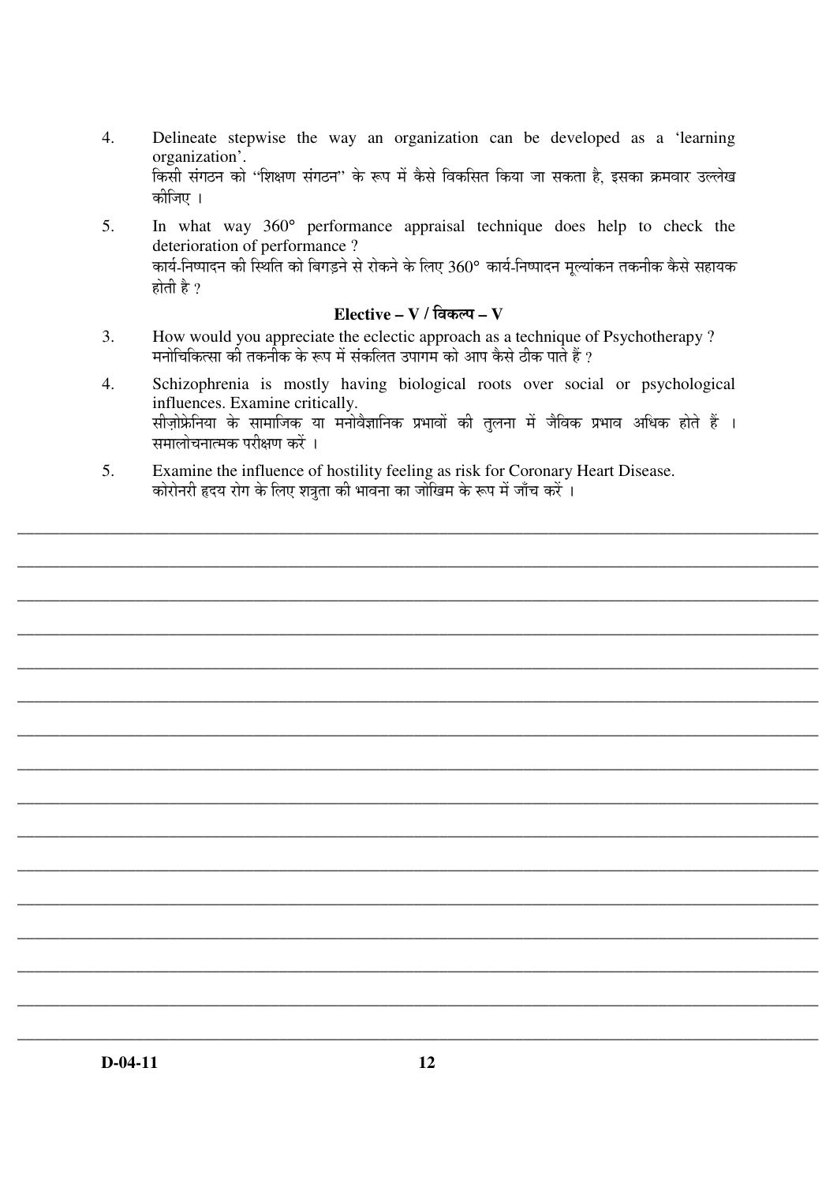4. Delineate stepwise the way an organization can be developed as a 'learning organization'.
किसी संगठन को "शिक्षण संगठन" के रूप में कैसे विकसित किया जा सकता है, इसका क्रमवार उल्लेख कीजिए ।

5. In what way 360° performance appraisal technique does help to check the deterioration of performance ?
कार्य-निष्पादन की स्थिति को बिगड़ने से रोकने के लिए 360° कार्य-निष्पादन मूल्यांकन तकनीक कैसे सहायक होती है ?

## Elective – V / विकल्प – V

3. How would you appreciate the eclectic approach as a technique of Psychotherapy ?
मनोचिकित्सा की तकनीक के रूप में संकलित उपागम को आप कैसे ठीक पाते हैं ?

4. Schizophrenia is mostly having biological roots over social or psychological influences. Examine critically.
सीज़ोफ्रेनिया के सामाजिक या मनोवैज्ञानिक प्रभावों की तुलना में जैविक प्रभाव अधिक होते हैं । समालोचनात्मक परीक्षण करें ।

5. Examine the influence of hostility feeling as risk for Coronary Heart Disease.
कोरोनरी हृदय रोग के लिए शत्रुता की भावना का जोखिम के रूप में जाँच करें ।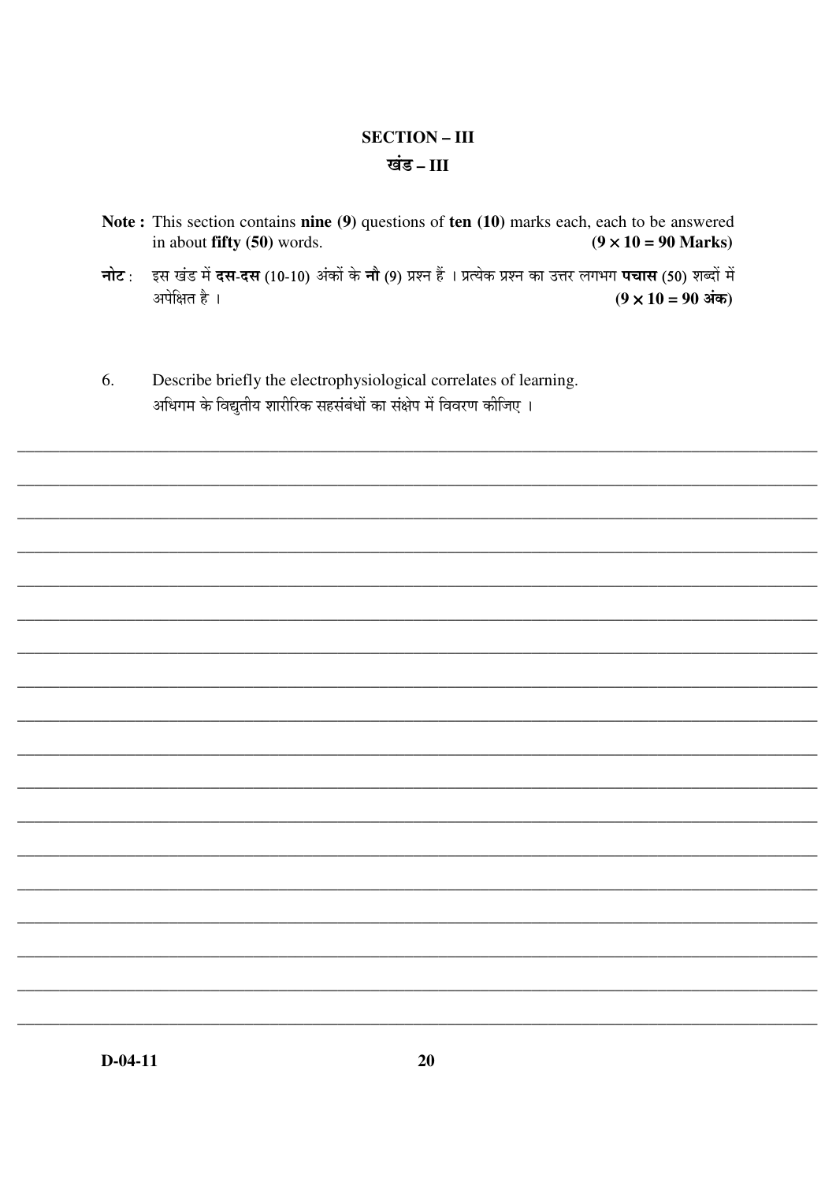## SECTION – III

## खंड – III

**Note :** This section contains **nine (9)** questions of **ten (10)** marks each, each to be answered in about **fifty (50)** words. **(9 × 10 = 90 Marks)**

**नोट :** इस खंड में **दस-दस** (10-10) अंकों के **नौ** (9) प्रश्न हैं । प्रत्येक प्रश्न का उत्तर लगभग **पचास** (50) शब्दों में अपेक्षित है । **(9 × 10 = 90 अंक)**

6. Describe briefly the electrophysiological correlates of learning.
   अधिगम के विद्युतीय शारीरिक सहसंबंधों का संक्षेप में विवरण कीजिए ।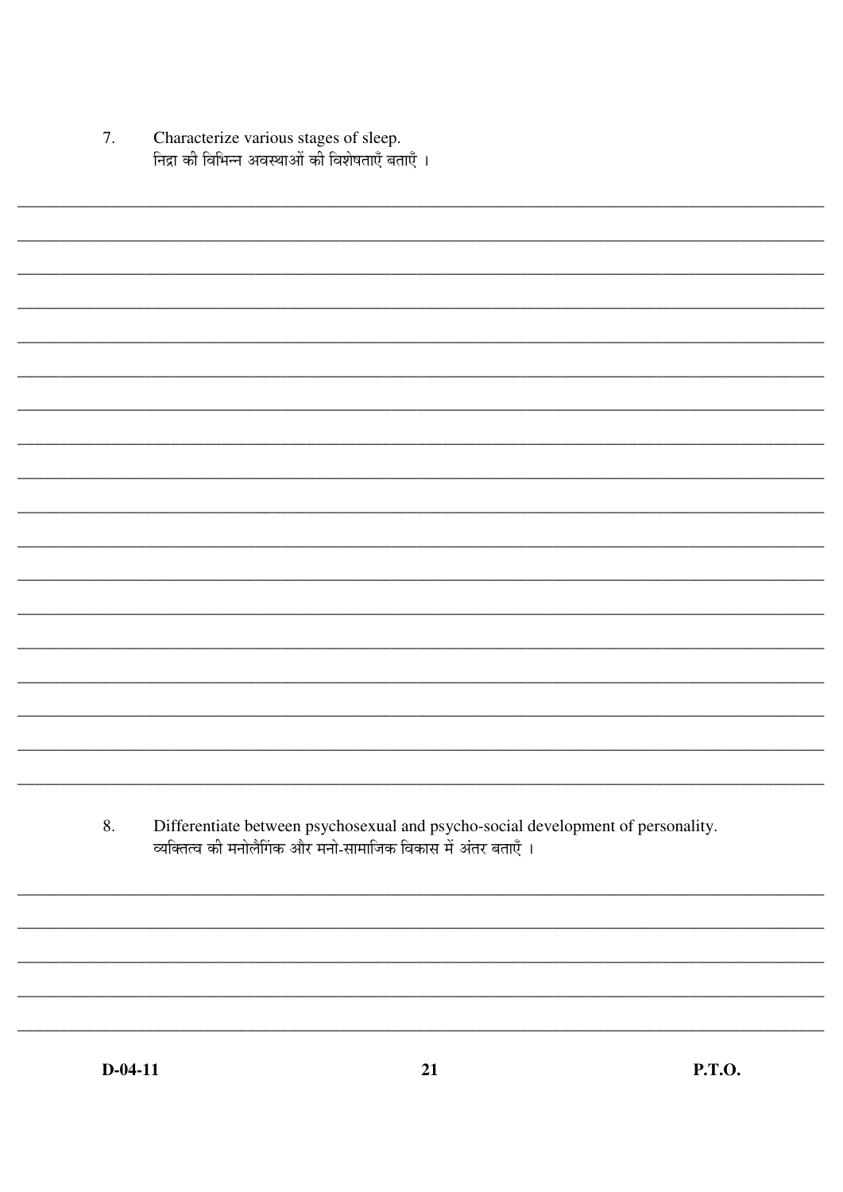7. Characterize various stages of sleep.
निद्रा की विभिन्न अवस्थाओं की विशेषताएँ बताएँ ।

8. Differentiate between psychosexual and psycho-social development of personality.
व्यक्तित्व की मनोलैंगिक और मनो-सामाजिक विकास में अंतर बताएँ ।

D-04-11

P.T.O.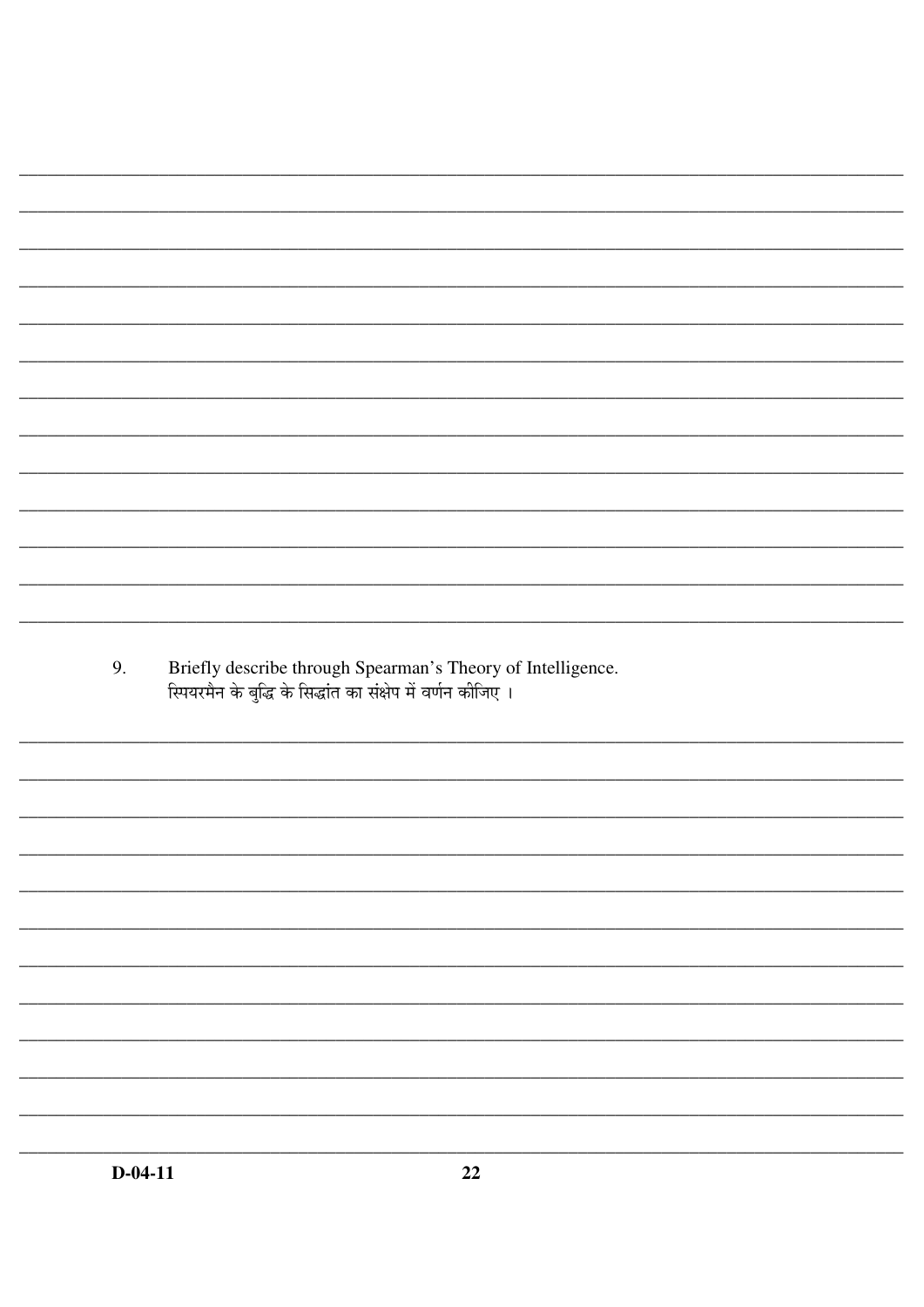9. Briefly describe through Spearman's Theory of Intelligence.
   स्पियरमैन के बुद्धि के सिद्धांत का संक्षेप में वर्णन कीजिए ।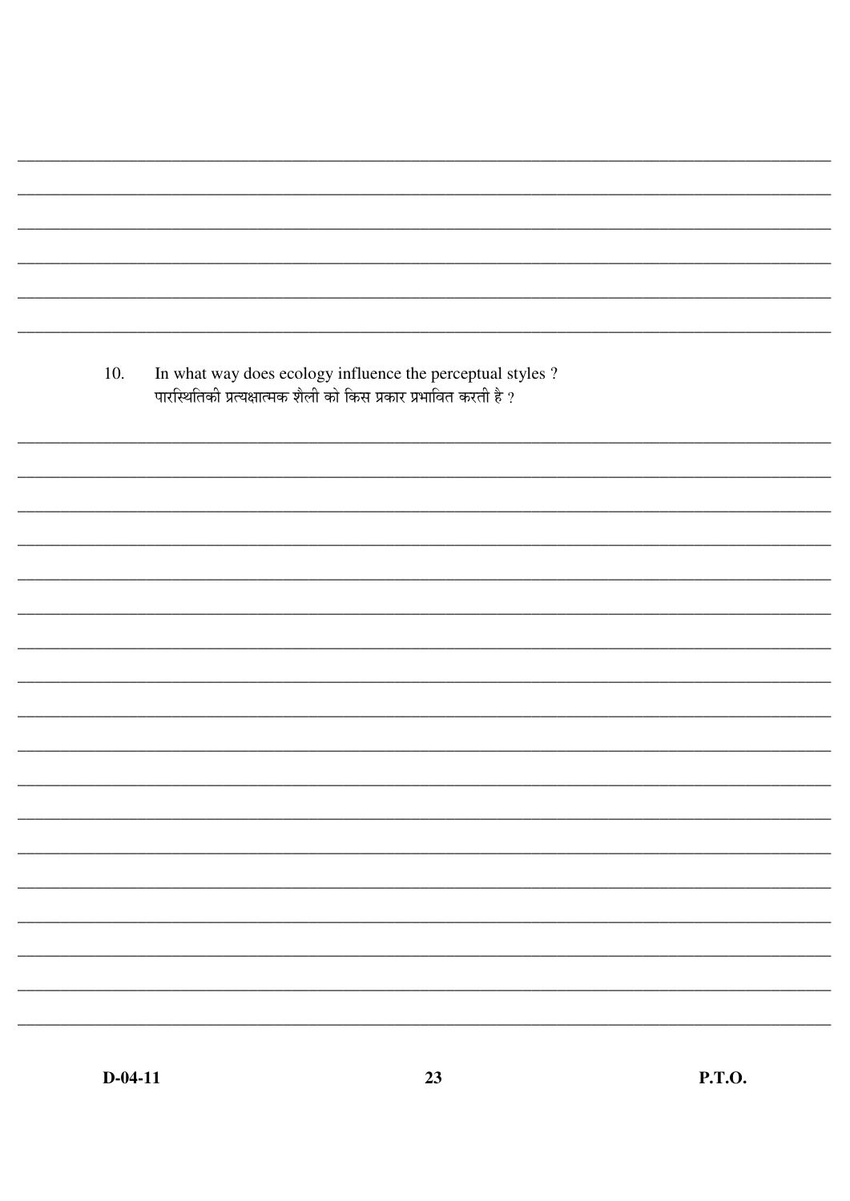10. In what way does ecology influence the perceptual styles ?

पारिस्थितिकी प्रत्यक्षात्मक शैली को किस प्रकार प्रभावित करती है ?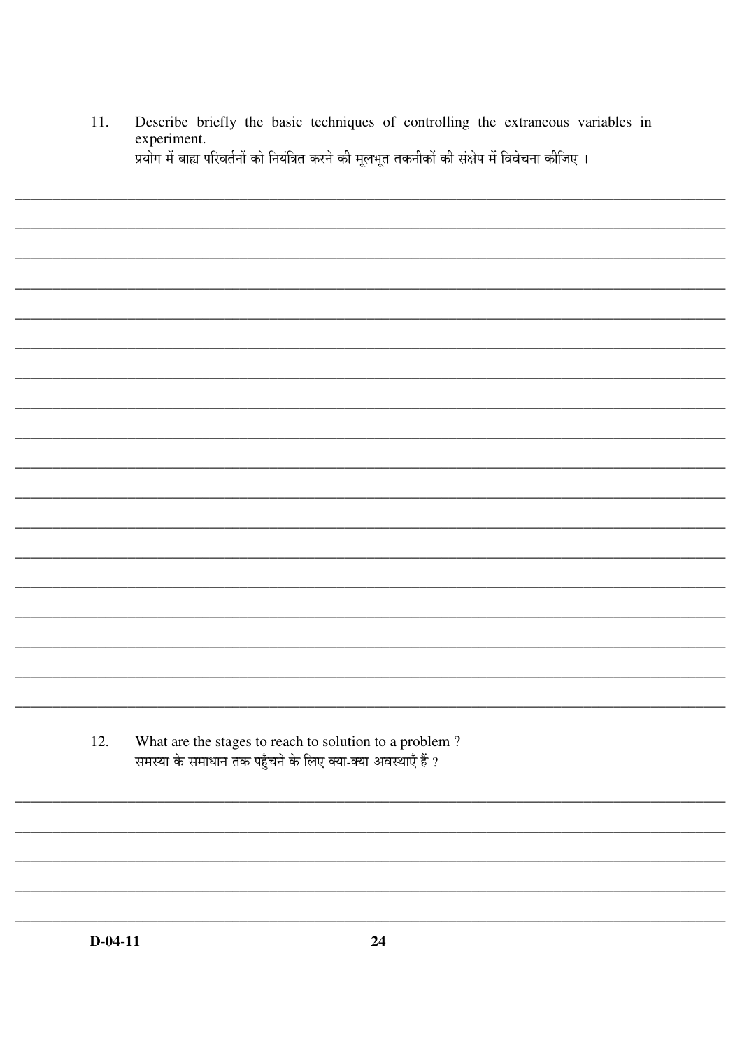11. Describe briefly the basic techniques of controlling the extraneous variables in experiment.
प्रयोग में बाह्य परिवर्तनों को नियंत्रित करने की मूलभूत तकनीकों की संक्षेप में विवेचना कीजिए ।

12. What are the stages to reach to solution to a problem ?
समस्या के समाधान तक पहुँचने के लिए क्या-क्या अवस्थाएँ हैं ?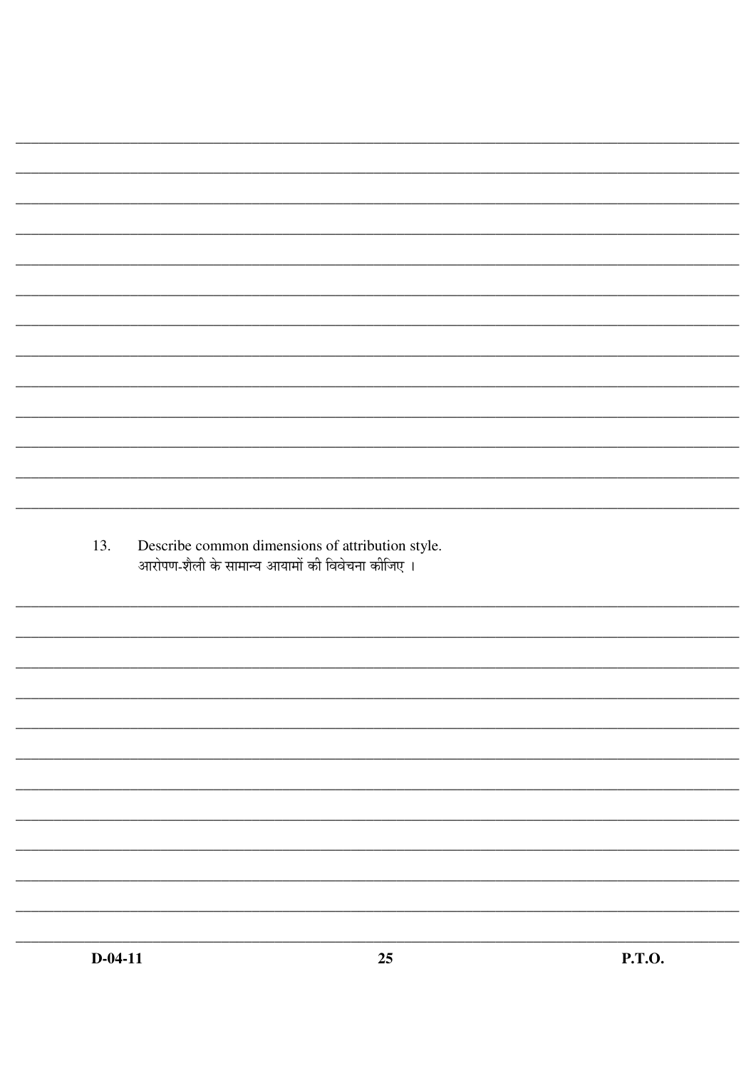13. Describe common dimensions of attribution style.
आरोपण-शैली के सामान्य आयामों की विवेचना कीजिए ।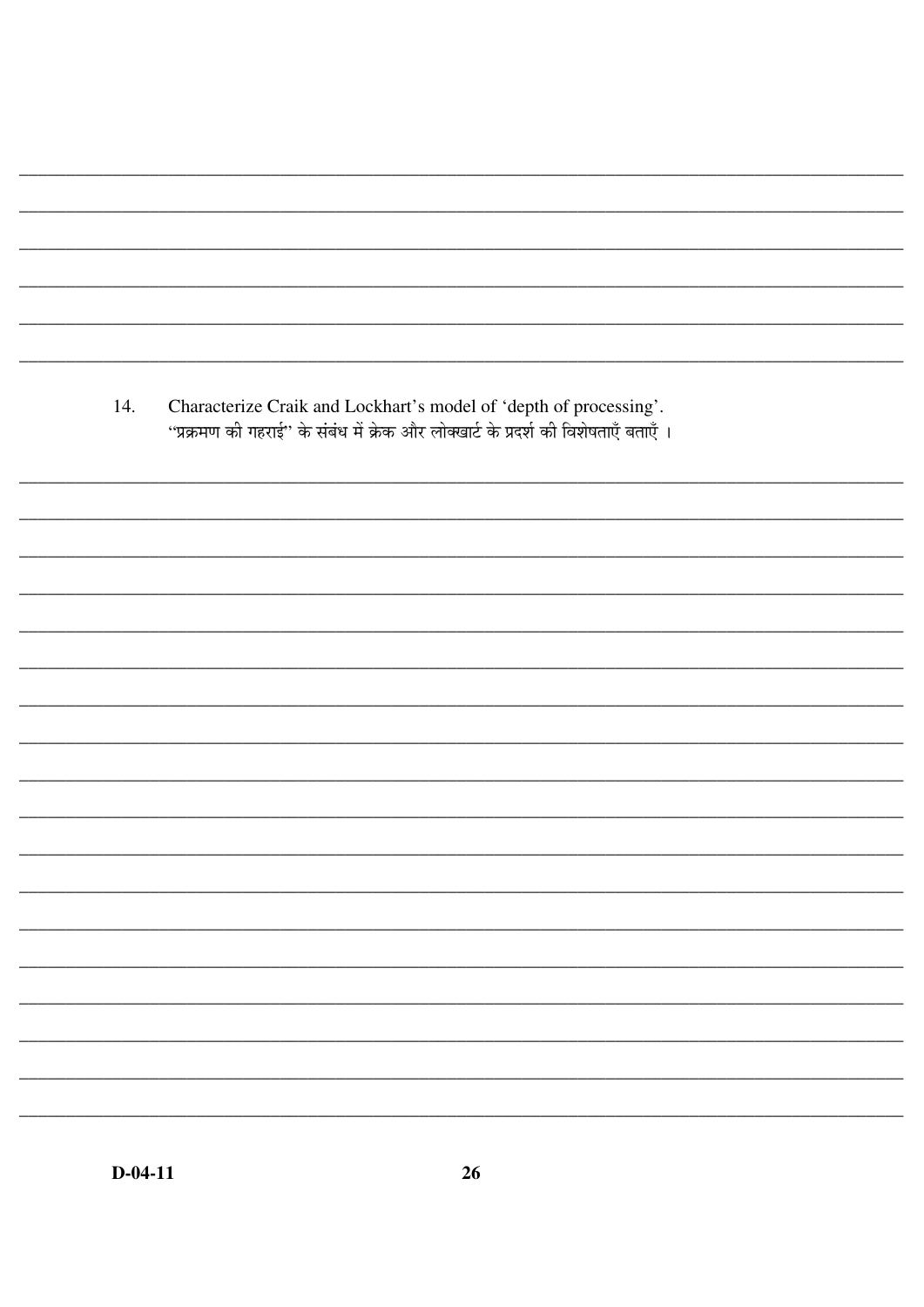14. Characterize Craik and Lockhart's model of 'depth of processing'.
"प्रक्रमण की गहराई" के संबंध में क्रेक और लोक्खार्ट के प्रदर्श की विशेषताएँ बताएँ ।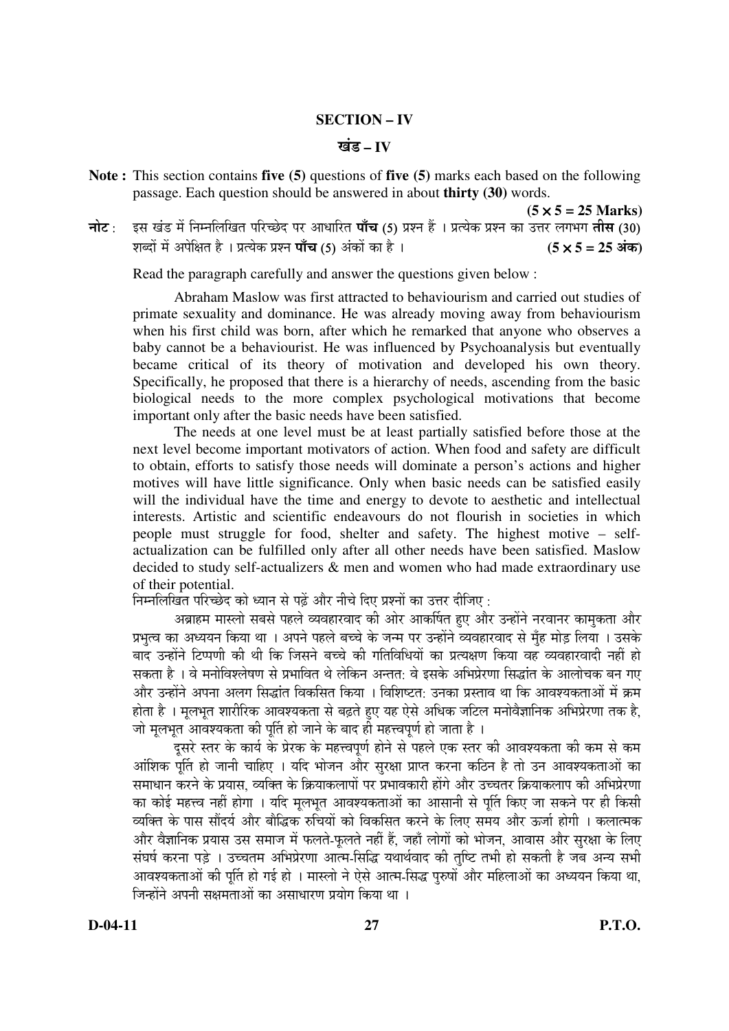## SECTION – IV

## खंड – IV

**Note :** This section contains **five (5)** questions of **five (5)** marks each based on the following passage. Each question should be answered in about **thirty (30)** words.

**(5 × 5 = 25 Marks)**

**नोट :** इस खंड में निम्नलिखित परिच्छेद पर आधारित **पाँच** (5) प्रश्न हैं । प्रत्येक प्रश्न का उत्तर लगभग **तीस** (30) शब्दों में अपेक्षित है । प्रत्येक प्रश्न **पाँच** (5) अंकों का है । **(5 × 5 = 25 अंक)**

Read the paragraph carefully and answer the questions given below :

Abraham Maslow was first attracted to behaviourism and carried out studies of primate sexuality and dominance. He was already moving away from behaviourism when his first child was born, after which he remarked that anyone who observes a baby cannot be a behaviourist. He was influenced by Psychoanalysis but eventually became critical of its theory of motivation and developed his own theory. Specifically, he proposed that there is a hierarchy of needs, ascending from the basic biological needs to the more complex psychological motivations that become important only after the basic needs have been satisfied.

The needs at one level must be at least partially satisfied before those at the next level become important motivators of action. When food and safety are difficult to obtain, efforts to satisfy those needs will dominate a person's actions and higher motives will have little significance. Only when basic needs can be satisfied easily will the individual have the time and energy to devote to aesthetic and intellectual interests. Artistic and scientific endeavours do not flourish in societies in which people must struggle for food, shelter and safety. The highest motive – self-actualization can be fulfilled only after all other needs have been satisfied. Maslow decided to study self-actualizers & men and women who had made extraordinary use of their potential.

निम्नलिखित परिच्छेद को ध्यान से पढ़ें और नीचे दिए प्रश्नों का उत्तर दीजिए :

अब्राहम मास्लो सबसे पहले व्यवहारवाद की ओर आकर्षित हुए और उन्होंने नरवानर कामुकता और प्रभुत्व का अध्ययन किया था । अपने पहले बच्चे के जन्म पर उन्होंने व्यवहारवाद से मुँह मोड़ लिया । उसके बाद उन्होंने टिप्पणी की थी कि जिसने बच्चे की गतिविधियों का प्रत्यक्षण किया वह व्यवहारवादी नहीं हो सकता है । वे मनोविश्लेषण से प्रभावित थे लेकिन अन्ततः वे इसके अभिप्रेरणा सिद्धांत के आलोचक बन गए और उन्होंने अपना अलग सिद्धांत विकसित किया । विशिष्टतः उनका प्रस्ताव था कि आवश्यकताओं में क्रम होता है । मूलभूत शारीरिक आवश्यकता से बढ़ते हुए यह ऐसे अधिक जटिल मनोवैज्ञानिक अभिप्रेरणा तक है, जो मूलभूत आवश्यकता की पूर्ति हो जाने के बाद ही महत्त्वपूर्ण हो जाता है ।

दूसरे स्तर के कार्य के प्रेरक के महत्त्वपूर्ण होने से पहले एक स्तर की आवश्यकता की कम से कम आंशिक पूर्ति हो जानी चाहिए । यदि भोजन और सुरक्षा प्राप्त करना कठिन है तो उन आवश्यकताओं का समाधान करने के प्रयास, व्यक्ति के क्रियाकलापों पर प्रभावकारी होंगे और उच्चतर क्रियाकलाप की अभिप्रेरणा का कोई महत्त्व नहीं होगा । यदि मूलभूत आवश्यकताओं का आसानी से पूर्ति किए जा सकने पर ही किसी व्यक्ति के पास सौंदर्य और बौद्धिक रुचियों को विकसित करने के लिए समय और ऊर्जा होगी । कलात्मक और वैज्ञानिक प्रयास उस समाज में फलते-फूलते नहीं हैं, जहाँ लोगों को भोजन, आवास और सुरक्षा के लिए संघर्ष करना पड़े । उच्चतम अभिप्रेरणा आत्म-सिद्धि यथार्थवाद की तुष्टि तभी हो सकती है जब अन्य सभी आवश्यकताओं की पूर्ति हो गई हो । मास्लो ने ऐसे आत्म-सिद्ध पुरुषों और महिलाओं का अध्ययन किया था, जिन्होंने अपनी सक्षमताओं का असाधारण प्रयोग किया था ।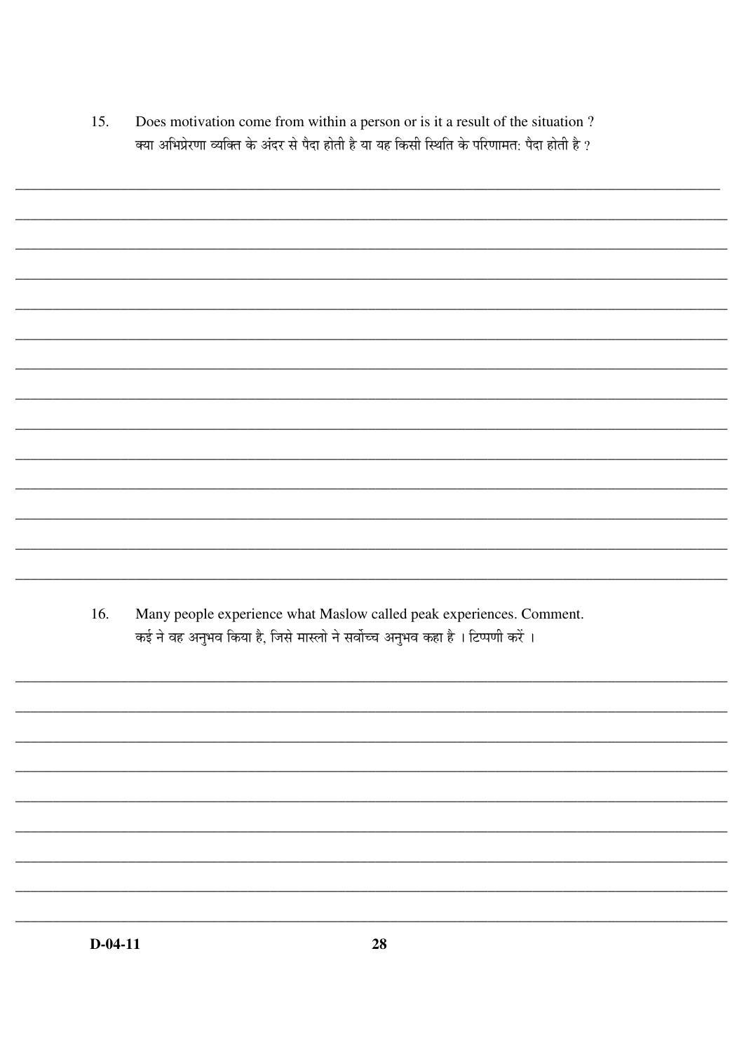15. Does motivation come from within a person or is it a result of the situation ?
क्या अभिप्रेरणा व्यक्ति के अंदर से पैदा होती है या यह किसी स्थिति के परिणामत: पैदा होती है ?

16. Many people experience what Maslow called peak experiences. Comment.
कई ने वह अनुभव किया है, जिसे मास्लो ने सर्वोच्च अनुभव कहा है । टिप्पणी करें ।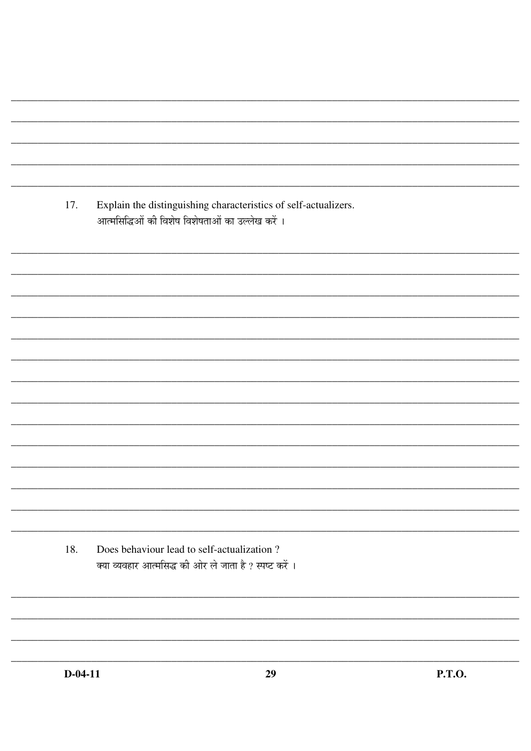17. Explain the distinguishing characteristics of self-actualizers.
आत्मसिद्धिओं की विशेष विशेषताओं का उल्लेख करें ।

18. Does behaviour lead to self-actualization ?
क्या व्यवहार आत्मसिद्ध की ओर ले जाता है ? स्पष्ट करें ।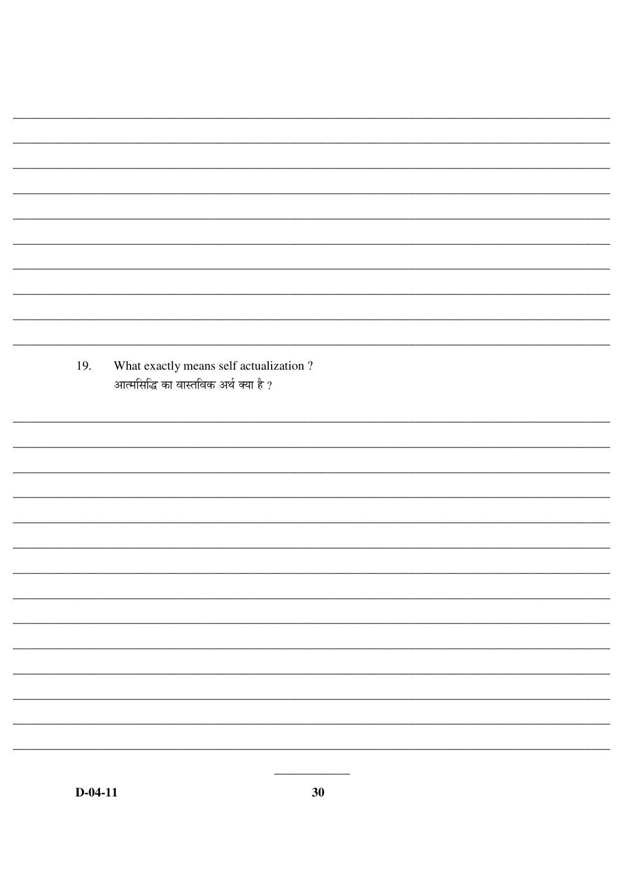19. What exactly means self actualization ?
    आत्मसिद्धि का वास्तविक अर्थ क्या है ?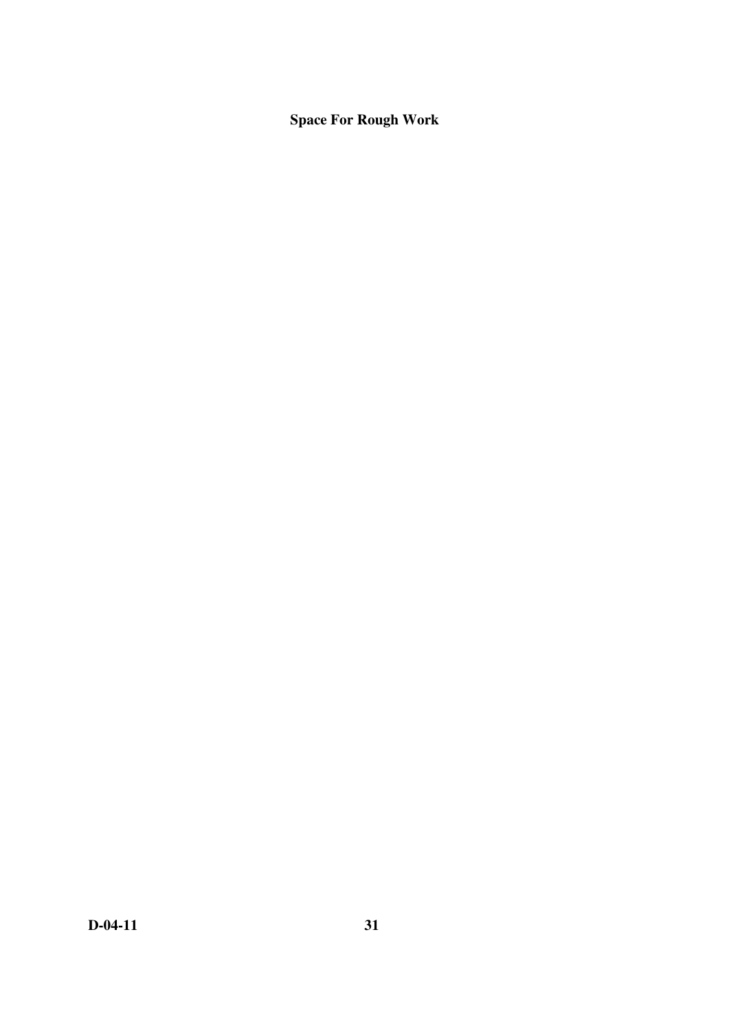**Space For Rough Work**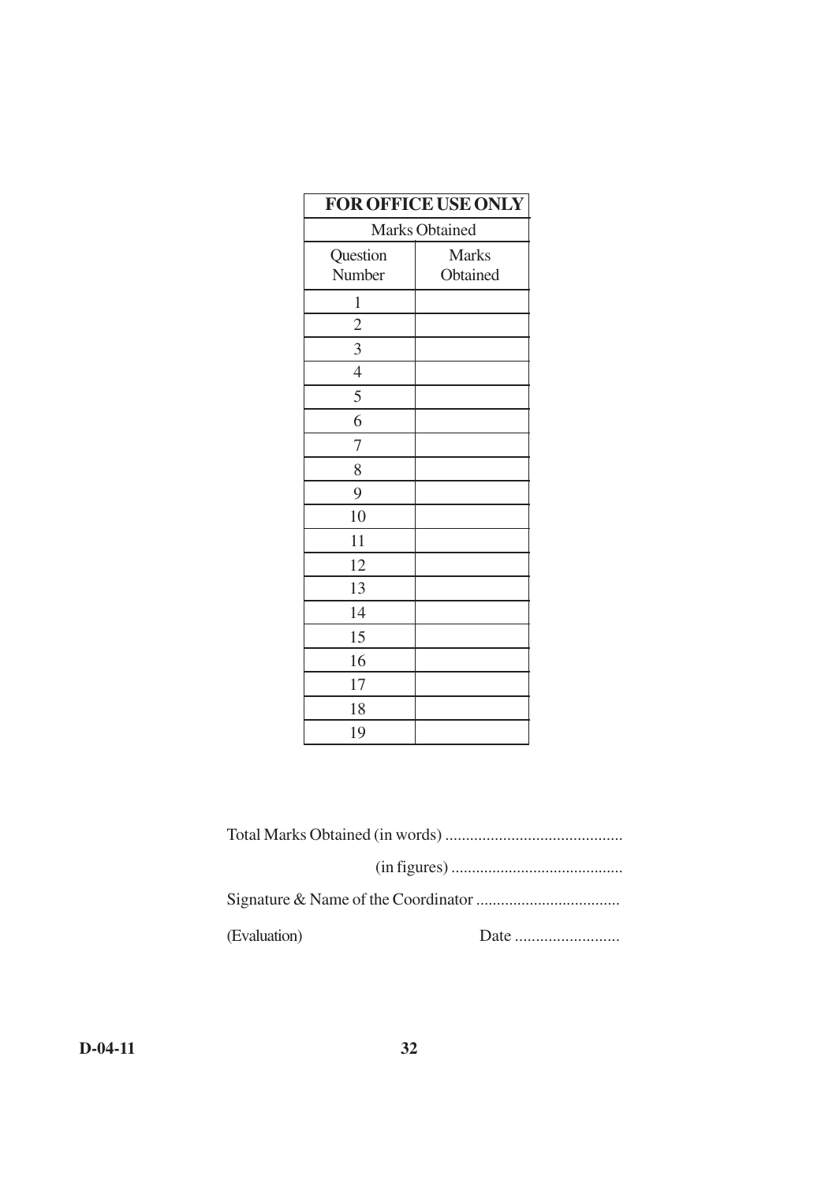| FOR OFFICE USE ONLY | |
|---|---|
| Marks Obtained | |
| Question Number | Marks Obtained |
| 1 | |
| 2 | |
| 3 | |
| 4 | |
| 5 | |
| 6 | |
| 7 | |
| 8 | |
| 9 | |
| 10 | |
| 11 | |
| 12 | |
| 13 | |
| 14 | |
| 15 | |
| 16 | |
| 17 | |
| 18 | |
| 19 | |

Total Marks Obtained (in words) ...........................................

(in figures) ..........................................

Signature & Name of the Coordinator ...................................

(Evaluation) Date ..........................

D-04-11